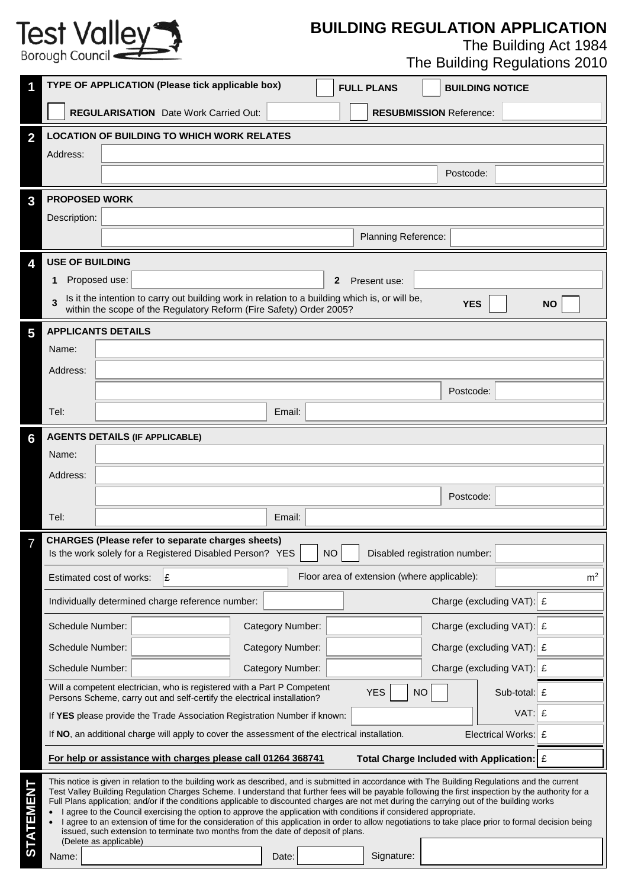Test Valley Borough Council

# BUILDING REGULATION APPLICATION

The Building Act 1984
The Building Regulations 2010

## 1 TYPE OF APPLICATION (Please tick applicable box)

☐ **FULL PLANS** ☐ **BUILDING NOTICE**

☐ **REGULARISATION** Date Work Carried Out: ______ ☐ **RESUBMISSION** Reference: ______

## 2 LOCATION OF BUILDING TO WHICH WORK RELATES

Address: ______

Postcode: ______

## 3 PROPOSED WORK

Description: ______

Planning Reference: ______

## 4 USE OF BUILDING

**1** Proposed use: ______ **2** Present use: ______

**3** Is it the intention to carry out building work in relation to a building which is, or will be, within the scope of the Regulatory Reform (Fire Safety) Order 2005? **YES** ☐ **NO** ☐

## 5 APPLICANTS DETAILS

Name: ______

Address: ______

Postcode: ______

Tel: ______ Email: ______

## 6 AGENTS DETAILS (IF APPLICABLE)

Name: ______

Address: ______

Postcode: ______

Tel: ______ Email: ______

## 7 CHARGES (Please refer to separate charges sheets)

Is the work solely for a Registered Disabled Person? YES ☐ NO ☐ Disabled registration number: ______

Estimated cost of works: £ ______ Floor area of extension (where applicable): ______ $m^2$

Individually determined charge reference number: ______ Charge (excluding VAT): £ ______

| Schedule Number: | Category Number: | Charge (excluding VAT): £ |
|---|---|---|
| | | |
| | | |
| | | |

Will a competent electrician, who is registered with a Part P Competent Persons Scheme, carry out and self-certify the electrical installation? YES ☐ NO ☐ Sub-total: £ ______

If **YES** please provide the Trade Association Registration Number if known: ______ VAT: £ ______

If **NO**, an additional charge will apply to cover the assessment of the electrical installation. Electrical Works: £ ______

**For help or assistance with charges please call 01264 368741** **Total Charge Included with Application:** £ ______

## STATEMENT

This notice is given in relation to the building work as described, and is submitted in accordance with The Building Regulations and the current Test Valley Building Regulation Charges Scheme. I understand that further fees will be payable following the first inspection by the authority for a Full Plans application; and/or if the conditions applicable to discounted charges are not met during the carrying out of the building works

- I agree to the Council exercising the option to approve the application with conditions if considered appropriate.
- I agree to an extension of time for the consideration of this application in order to allow negotiations to take place prior to formal decision being issued, such extension to terminate two months from the date of deposit of plans.

(Delete as applicable)

Name: ______ Date: ______ Signature: ______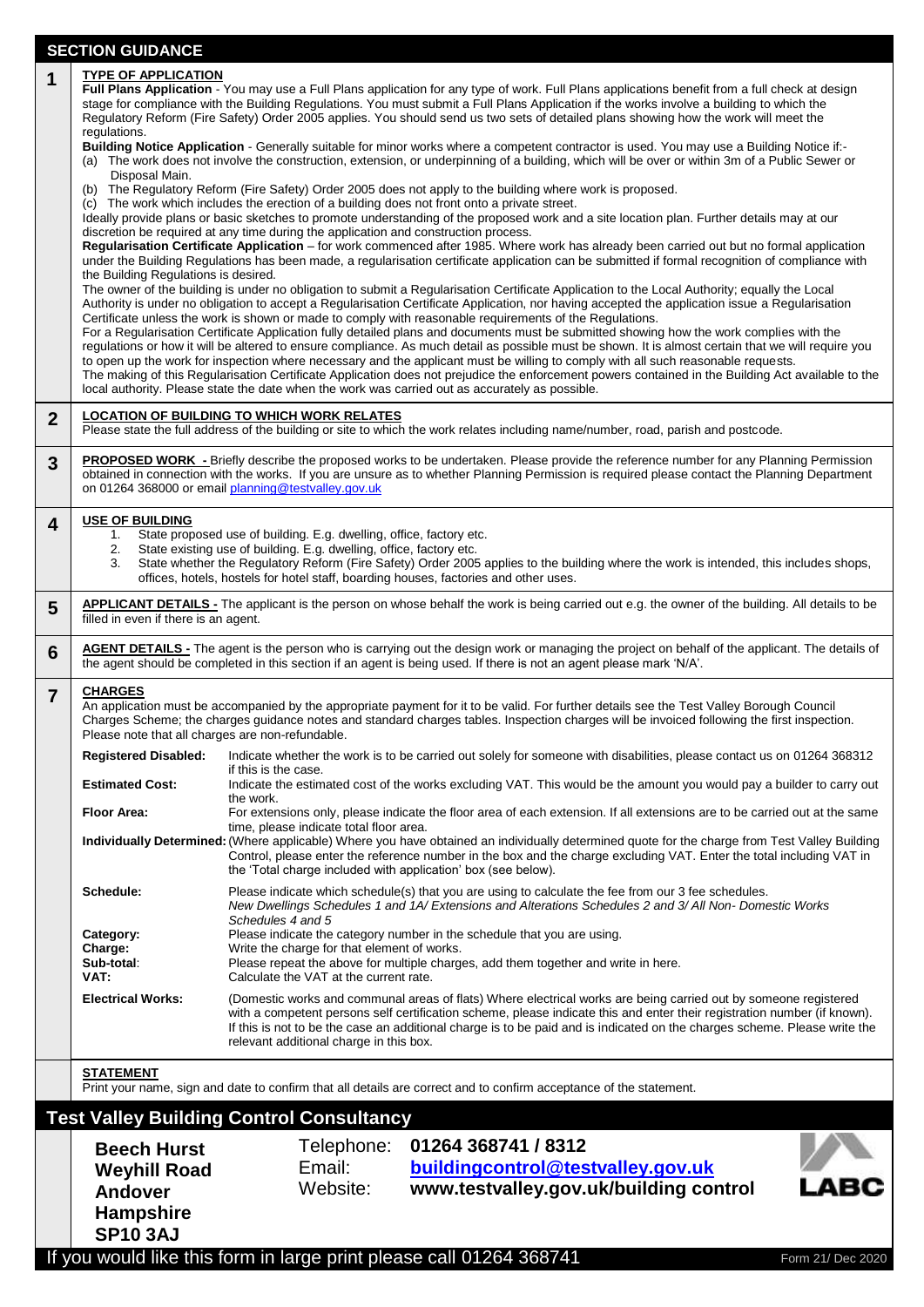## SECTION GUIDANCE

### 1 TYPE OF APPLICATION

**Full Plans Application** - You may use a Full Plans application for any type of work. Full Plans applications benefit from a full check at design stage for compliance with the Building Regulations. You must submit a Full Plans Application if the work involve a building to which the Regulatory Reform (Fire Safety) Order 2005 applies. You should send us two sets of detailed plans showing how the work will meet the regulations.

**Building Notice Application** - Generally suitable for minor works where a competent contractor is used. You may use a Building Notice if:-

(a) The work does not involve the construction, extension, or underpinning of a building, which will be over or within 3m of a Public Sewer or Disposal Main.

(b) The Regulatory Reform (Fire Safety) Order 2005 does not apply to the building where work is proposed.

(c) The work which includes the erection of a building does not front onto a private street.

Ideally provide plans or basic sketches to promote understanding of the proposed work and a site location plan. Further details may at our discretion be required at any time during the application and construction process.

**Regularisation Certificate Application** – for work commenced after 1985. Where work has already been carried out but no formal application under the Building Regulations has been made, a regularisation certificate application can be submitted if formal recognition of compliance with the Building Regulations is desired.

The owner of the building is under no obligation to submit a Regularisation Certificate Application to the Local Authority; equally the Local Authority is under no obligation to accept a Regularisation Certificate Application, nor having accepted the application issue a Regularisation Certificate unless the work is shown or made to comply with reasonable requirements of the Regulations.

For a Regularisation Certificate Application fully detailed plans and documents must be submitted showing how the work complies with the regulations or how it will be altered to ensure compliance. As much detail as possible must be shown. It is almost certain that we will require you to open up the work for inspection where necessary and the applicant must be willing to comply with all such reasonable requests.

The making of this Regularisation Certificate Application does not prejudice the enforcement powers contained in the Building Act available to the local authority. Please state the date when the work was carried out as accurately as possible.

### 2 LOCATION OF BUILDING TO WHICH WORK RELATES

Please state the full address of the building or site to which the work relates including name/number, road, parish and postcode.

### 3 PROPOSED WORK

Briefly describe the proposed works to be undertaken. Please provide the reference number for any Planning Permission obtained in connection with the works. If you are unsure as to whether Planning Permission is required please contact the Planning Department on 01264 368000 or email planning@testvalley.gov.uk

### 4 USE OF BUILDING

1. State proposed use of building. E.g. dwelling, office, factory etc.
2. State existing use of building. E.g. dwelling, office, factory etc.
3. State whether the Regulatory Reform (Fire Safety) Order 2005 applies to the building where the work is intended, this includes shops, offices, hotels, hostels for hotel staff, boarding houses, factories and other uses.

### 5 APPLICANT DETAILS

The applicant is the person on whose behalf the work is being carried out e.g. the owner of the building. All details to be filled in even if there is an agent.

### 6 AGENT DETAILS

The agent is the person who is carrying out the design work or managing the project on behalf of the applicant. The details of the agent should be completed in this section if an agent is being used. If there is not an agent please mark 'N/A'.

### 7 CHARGES

An application must be accompanied by the appropriate payment for it to be valid. For further details see the Test Valley Borough Council Charges Scheme; the charges guidance notes and standard charges tables. Inspection charges will be invoiced following the first inspection. Please note that all charges are non-refundable.

**Registered Disabled:** Indicate whether the work is to be carried out solely for someone with disabilities, please contact us on 01264 368312 if this is the case.

**Estimated Cost:** Indicate the estimated cost of the works excluding VAT. This would be the amount you would pay a builder to carry out the work.

**Floor Area:** For extensions only, please indicate the floor area of each extension. If all extensions are to be carried out at the same time, please indicate total floor area.

**Individually Determined:** (Where applicable) Where you have obtained an individually determined quote for the charge from Test Valley Building Control, please enter the reference number in the box and the charge excluding VAT. Enter the total including VAT in the 'Total charge included with application' box (see below).

**Schedule:** Please indicate which schedule(s) that you are using to calculate the fee from our 3 fee schedules. *New Dwellings Schedules 1 and 1A/ Extensions and Alterations Schedules 2 and 3/ All Non- Domestic Works Schedules 4 and 5*

**Category:** Please indicate the category number in the schedule that you are using.

**Charge:** Write the charge for that element of works.

**Sub-total:** Please repeat the above for multiple charges, add them together and write in here.

**VAT:** Calculate the VAT at the current rate.

**Electrical Works:** (Domestic works and communal areas of flats) Where electrical works are being carried out by someone registered with a competent persons self certification scheme, please indicate this and enter their registration number (if known). If this is not to be the case an additional charge is to be paid and is indicated on the charges scheme. Please write the relevant additional charge in this box.

### STATEMENT

Print your name, sign and date to confirm that all details are correct and to confirm acceptance of the statement.

## Test Valley Building Control Consultancy

**Beech Hurst**
**Weyhill Road**
**Andover**
**Hampshire**
**SP10 3AJ**

Telephone: **01264 368741 / 8312**
Email: **buildingcontrol@testvalley.gov.uk**
Website: **www.testvalley.gov.uk/building control**

LABC

If you would like this form in large print please call 01264 368741

Form 21/ Dec 2020